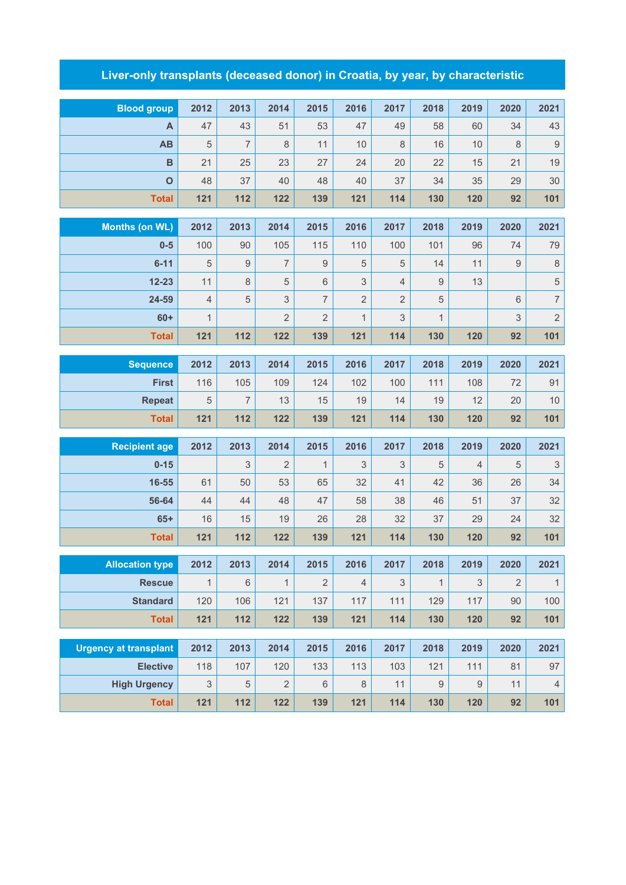# Liver-only transplants (deceased donor) in Croatia, by year, by characteristic

| Blood group | 2012 | 2013 | 2014 | 2015 | 2016 | 2017 | 2018 | 2019 | 2020 | 2021 |
|---|---|---|---|---|---|---|---|---|---|---|
| A | 47 | 43 | 51 | 53 | 47 | 49 | 58 | 60 | 34 | 43 |
| AB | 5 | 7 | 8 | 11 | 10 | 8 | 16 | 10 | 8 | 9 |
| B | 21 | 25 | 23 | 27 | 24 | 20 | 22 | 15 | 21 | 19 |
| O | 48 | 37 | 40 | 48 | 40 | 37 | 34 | 35 | 29 | 30 |
| **Total** | **121** | **112** | **122** | **139** | **121** | **114** | **130** | **120** | **92** | **101** |

| Months (on WL) | 2012 | 2013 | 2014 | 2015 | 2016 | 2017 | 2018 | 2019 | 2020 | 2021 |
|---|---|---|---|---|---|---|---|---|---|---|
| 0-5 | 100 | 90 | 105 | 115 | 110 | 100 | 101 | 96 | 74 | 79 |
| 6-11 | 5 | 9 | 7 | 9 | 5 | 5 | 14 | 11 | 9 | 8 |
| 12-23 | 11 | 8 | 5 | 6 | 3 | 4 | 9 | 13 | | 5 |
| 24-59 | 4 | 5 | 3 | 7 | 2 | 2 | 5 | | 6 | 7 |
| 60+ | 1 | | 2 | 2 | 1 | 3 | 1 | | 3 | 2 |
| **Total** | **121** | **112** | **122** | **139** | **121** | **114** | **130** | **120** | **92** | **101** |

| Sequence | 2012 | 2013 | 2014 | 2015 | 2016 | 2017 | 2018 | 2019 | 2020 | 2021 |
|---|---|---|---|---|---|---|---|---|---|---|
| First | 116 | 105 | 109 | 124 | 102 | 100 | 111 | 108 | 72 | 91 |
| Repeat | 5 | 7 | 13 | 15 | 19 | 14 | 19 | 12 | 20 | 10 |
| **Total** | **121** | **112** | **122** | **139** | **121** | **114** | **130** | **120** | **92** | **101** |

| Recipient age | 2012 | 2013 | 2014 | 2015 | 2016 | 2017 | 2018 | 2019 | 2020 | 2021 |
|---|---|---|---|---|---|---|---|---|---|---|
| 0-15 | | 3 | 2 | 1 | 3 | 3 | 5 | 4 | 5 | 3 |
| 16-55 | 61 | 50 | 53 | 65 | 32 | 41 | 42 | 36 | 26 | 34 |
| 56-64 | 44 | 44 | 48 | 47 | 58 | 38 | 46 | 51 | 37 | 32 |
| 65+ | 16 | 15 | 19 | 26 | 28 | 32 | 37 | 29 | 24 | 32 |
| **Total** | **121** | **112** | **122** | **139** | **121** | **114** | **130** | **120** | **92** | **101** |

| Allocation type | 2012 | 2013 | 2014 | 2015 | 2016 | 2017 | 2018 | 2019 | 2020 | 2021 |
|---|---|---|---|---|---|---|---|---|---|---|
| Rescue | 1 | 6 | 1 | 2 | 4 | 3 | 1 | 3 | 2 | 1 |
| Standard | 120 | 106 | 121 | 137 | 117 | 111 | 129 | 117 | 90 | 100 |
| **Total** | **121** | **112** | **122** | **139** | **121** | **114** | **130** | **120** | **92** | **101** |

| Urgency at transplant | 2012 | 2013 | 2014 | 2015 | 2016 | 2017 | 2018 | 2019 | 2020 | 2021 |
|---|---|---|---|---|---|---|---|---|---|---|
| Elective | 118 | 107 | 120 | 133 | 113 | 103 | 121 | 111 | 81 | 97 |
| High Urgency | 3 | 5 | 2 | 6 | 8 | 11 | 9 | 9 | 11 | 4 |
| **Total** | **121** | **112** | **122** | **139** | **121** | **114** | **130** | **120** | **92** | **101** |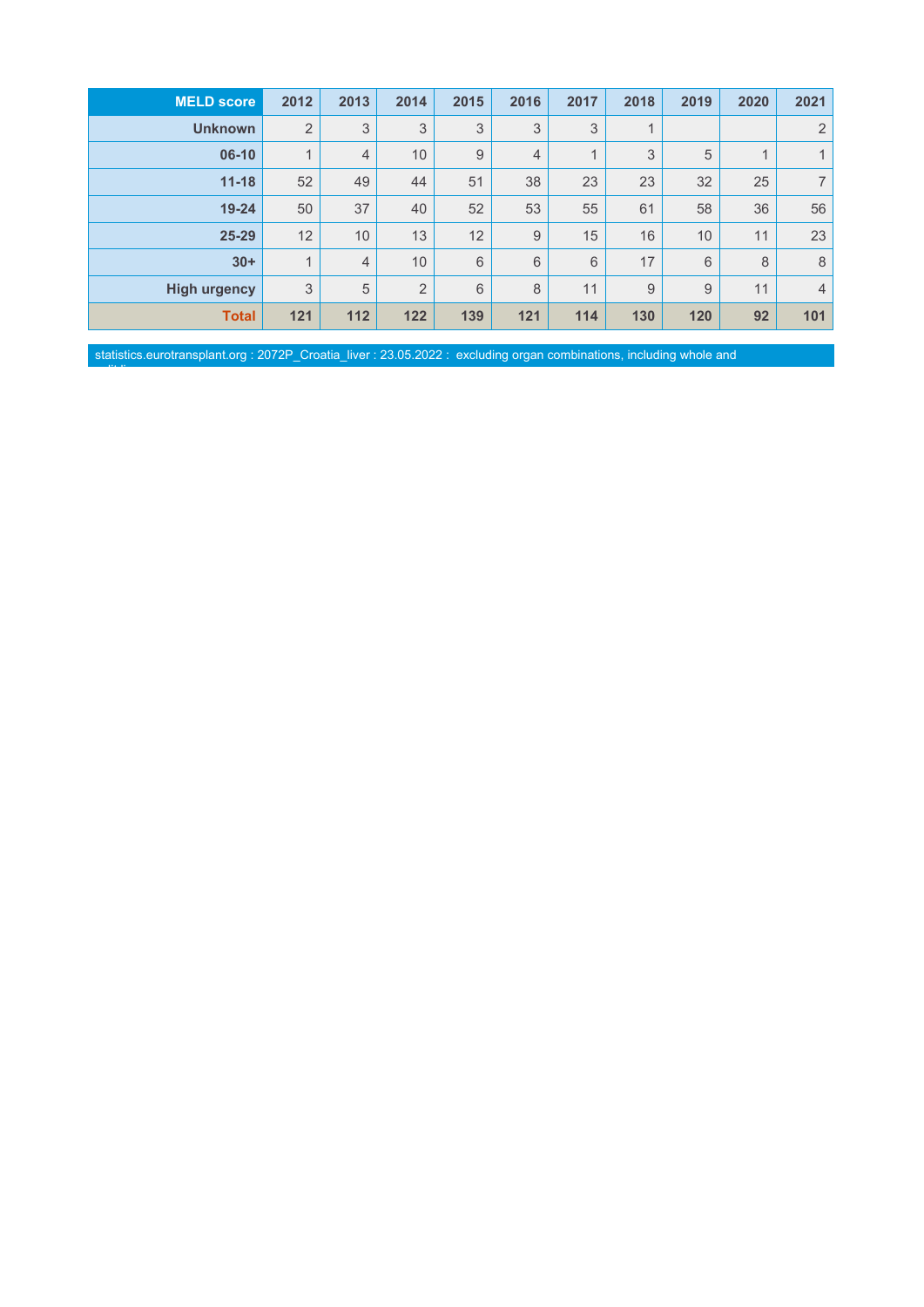| MELD score | 2012 | 2013 | 2014 | 2015 | 2016 | 2017 | 2018 | 2019 | 2020 | 2021 |
|---|---|---|---|---|---|---|---|---|---|---|
| Unknown | 2 | 3 | 3 | 3 | 3 | 3 | 1 | | | 2 |
| 06-10 | 1 | 4 | 10 | 9 | 4 | 1 | 3 | 5 | 1 | 1 |
| 11-18 | 52 | 49 | 44 | 51 | 38 | 23 | 23 | 32 | 25 | 7 |
| 19-24 | 50 | 37 | 40 | 52 | 53 | 55 | 61 | 58 | 36 | 56 |
| 25-29 | 12 | 10 | 13 | 12 | 9 | 15 | 16 | 10 | 11 | 23 |
| 30+ | 1 | 4 | 10 | 6 | 6 | 6 | 17 | 6 | 8 | 8 |
| High urgency | 3 | 5 | 2 | 6 | 8 | 11 | 9 | 9 | 11 | 4 |
| **Total** | **121** | **112** | **122** | **139** | **121** | **114** | **130** | **120** | **92** | **101** |

statistics.eurotransplant.org : 2072P_Croatia_liver : 23.05.2022 : excluding organ combinations, including whole and split livers